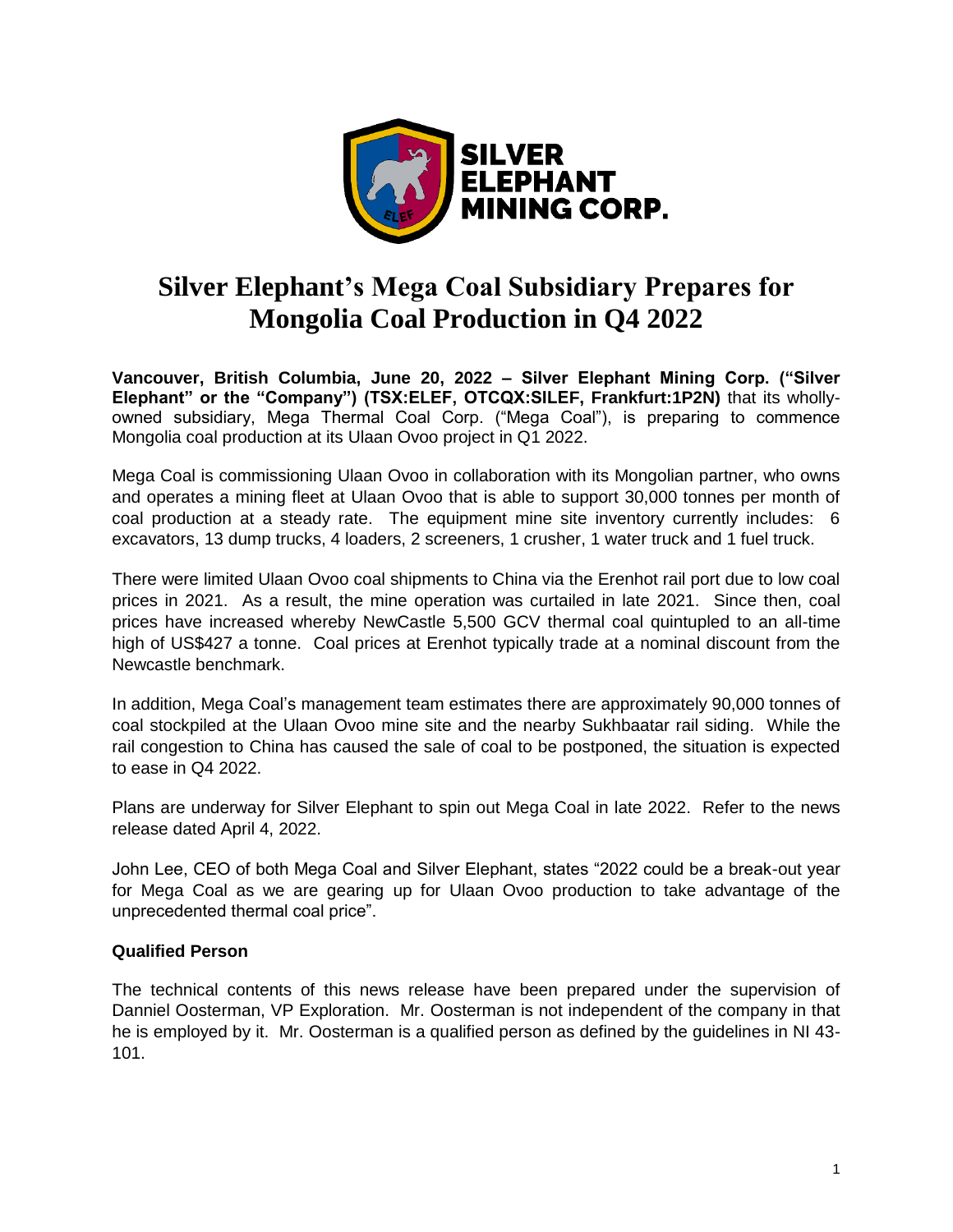# Silver Elephant's Mega Coal Subsidiary Prepares for Mongolia Coal Production in Q4 2022

**Vancouver, British Columbia, June 20, 2022 – Silver Elephant Mining Corp. ("Silver Elephant" or the "Company") (TSX:ELEF, OTCQX:SILEF, Frankfurt:1P2N)** that its wholly-owned subsidiary, Mega Thermal Coal Corp. ("Mega Coal"), is preparing to commence Mongolia coal production at its Ulaan Ovoo project in Q1 2022.

Mega Coal is commissioning Ulaan Ovoo in collaboration with its Mongolian partner, who owns and operates a mining fleet at Ulaan Ovoo that is able to support 30,000 tonnes per month of coal production at a steady rate. The equipment mine site inventory currently includes: 6 excavators, 13 dump trucks, 4 loaders, 2 screeners, 1 crusher, 1 water truck and 1 fuel truck.

There were limited Ulaan Ovoo coal shipments to China via the Erenhot rail port due to low coal prices in 2021. As a result, the mine operation was curtailed in late 2021. Since then, coal prices have increased whereby NewCastle 5,500 GCV thermal coal quintupled to an all-time high of US$427 a tonne. Coal prices at Erenhot typically trade at a nominal discount from the Newcastle benchmark.

In addition, Mega Coal's management team estimates there are approximately 90,000 tonnes of coal stockpiled at the Ulaan Ovoo mine site and the nearby Sukhbaatar rail siding. While the rail congestion to China has caused the sale of coal to be postponed, the situation is expected to ease in Q4 2022.

Plans are underway for Silver Elephant to spin out Mega Coal in late 2022. Refer to the news release dated April 4, 2022.

John Lee, CEO of both Mega Coal and Silver Elephant, states "2022 could be a break-out year for Mega Coal as we are gearing up for Ulaan Ovoo production to take advantage of the unprecedented thermal coal price".

**Qualified Person**

The technical contents of this news release have been prepared under the supervision of Danniel Oosterman, VP Exploration. Mr. Oosterman is not independent of the company in that he is employed by it. Mr. Oosterman is a qualified person as defined by the guidelines in NI 43-101.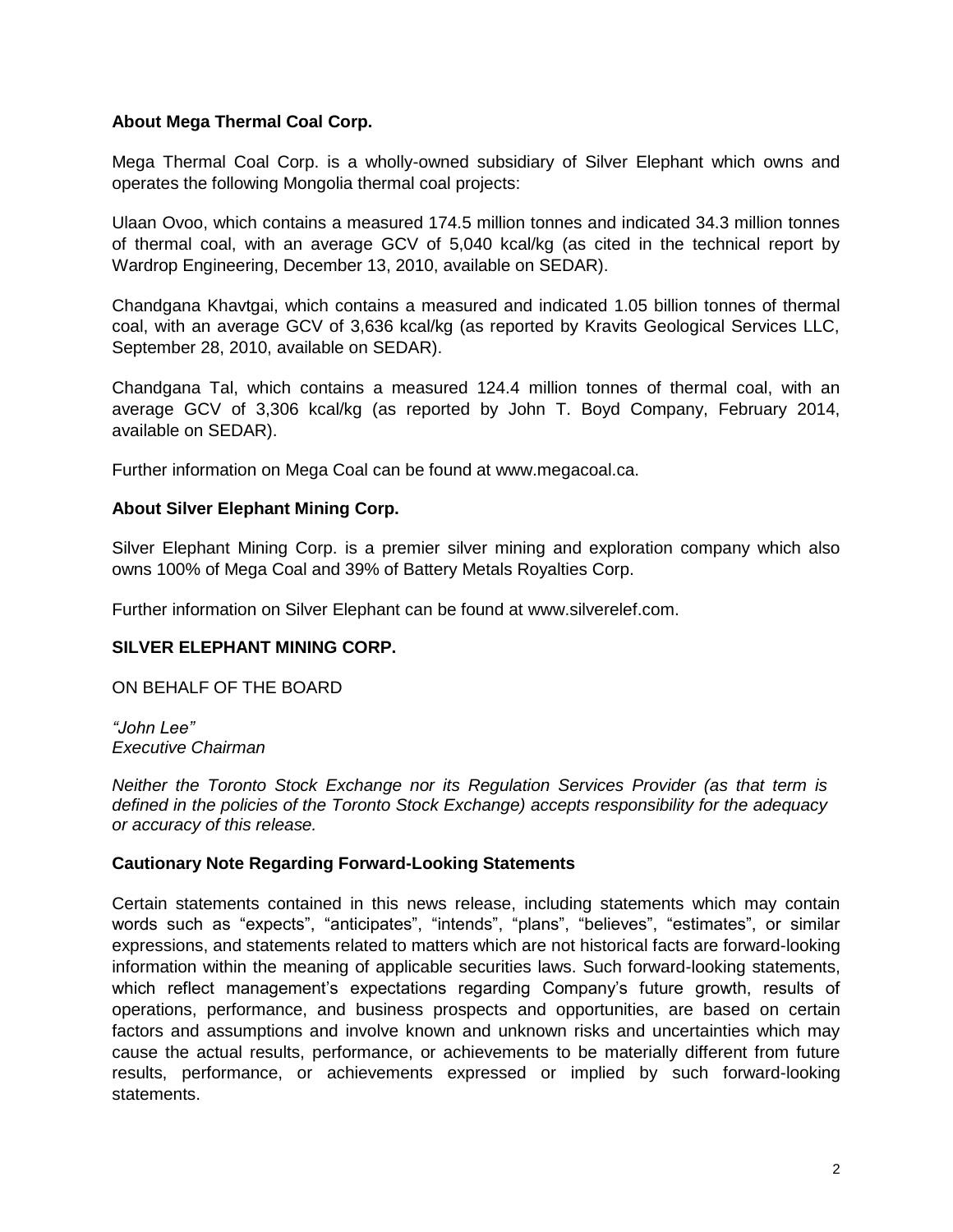**About Mega Thermal Coal Corp.**

Mega Thermal Coal Corp. is a wholly-owned subsidiary of Silver Elephant which owns and operates the following Mongolia thermal coal projects:

Ulaan Ovoo, which contains a measured 174.5 million tonnes and indicated 34.3 million tonnes of thermal coal, with an average GCV of 5,040 kcal/kg (as cited in the technical report by Wardrop Engineering, December 13, 2010, available on SEDAR).

Chandgana Khavtgai, which contains a measured and indicated 1.05 billion tonnes of thermal coal, with an average GCV of 3,636 kcal/kg (as reported by Kravits Geological Services LLC, September 28, 2010, available on SEDAR).

Chandgana Tal, which contains a measured 124.4 million tonnes of thermal coal, with an average GCV of 3,306 kcal/kg (as reported by John T. Boyd Company, February 2014, available on SEDAR).

Further information on Mega Coal can be found at www.megacoal.ca.

**About Silver Elephant Mining Corp.**

Silver Elephant Mining Corp. is a premier silver mining and exploration company which also owns 100% of Mega Coal and 39% of Battery Metals Royalties Corp.

Further information on Silver Elephant can be found at www.silverelef.com.

**SILVER ELEPHANT MINING CORP.**

ON BEHALF OF THE BOARD

*"John Lee"*
*Executive Chairman*

*Neither the Toronto Stock Exchange nor its Regulation Services Provider (as that term is defined in the policies of the Toronto Stock Exchange) accepts responsibility for the adequacy or accuracy of this release.*

**Cautionary Note Regarding Forward-Looking Statements**

Certain statements contained in this news release, including statements which may contain words such as "expects", "anticipates", "intends", "plans", "believes", "estimates", or similar expressions, and statements related to matters which are not historical facts are forward-looking information within the meaning of applicable securities laws. Such forward-looking statements, which reflect management's expectations regarding Company's future growth, results of operations, performance, and business prospects and opportunities, are based on certain factors and assumptions and involve known and unknown risks and uncertainties which may cause the actual results, performance, or achievements to be materially different from future results, performance, or achievements expressed or implied by such forward-looking statements.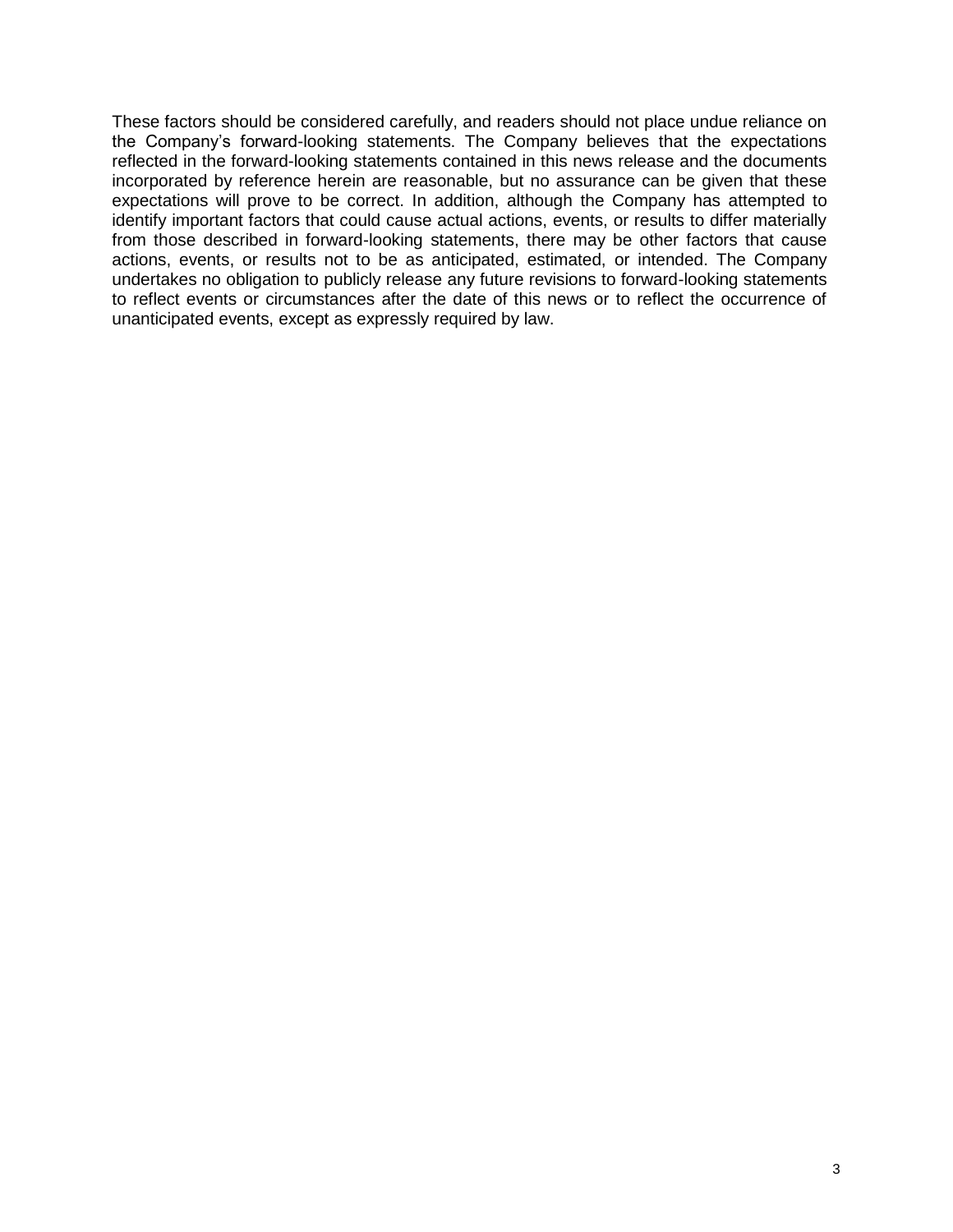These factors should be considered carefully, and readers should not place undue reliance on the Company's forward-looking statements. The Company believes that the expectations reflected in the forward-looking statements contained in this news release and the documents incorporated by reference herein are reasonable, but no assurance can be given that these expectations will prove to be correct. In addition, although the Company has attempted to identify important factors that could cause actual actions, events, or results to differ materially from those described in forward-looking statements, there may be other factors that cause actions, events, or results not to be as anticipated, estimated, or intended. The Company undertakes no obligation to publicly release any future revisions to forward-looking statements to reflect events or circumstances after the date of this news or to reflect the occurrence of unanticipated events, except as expressly required by law.